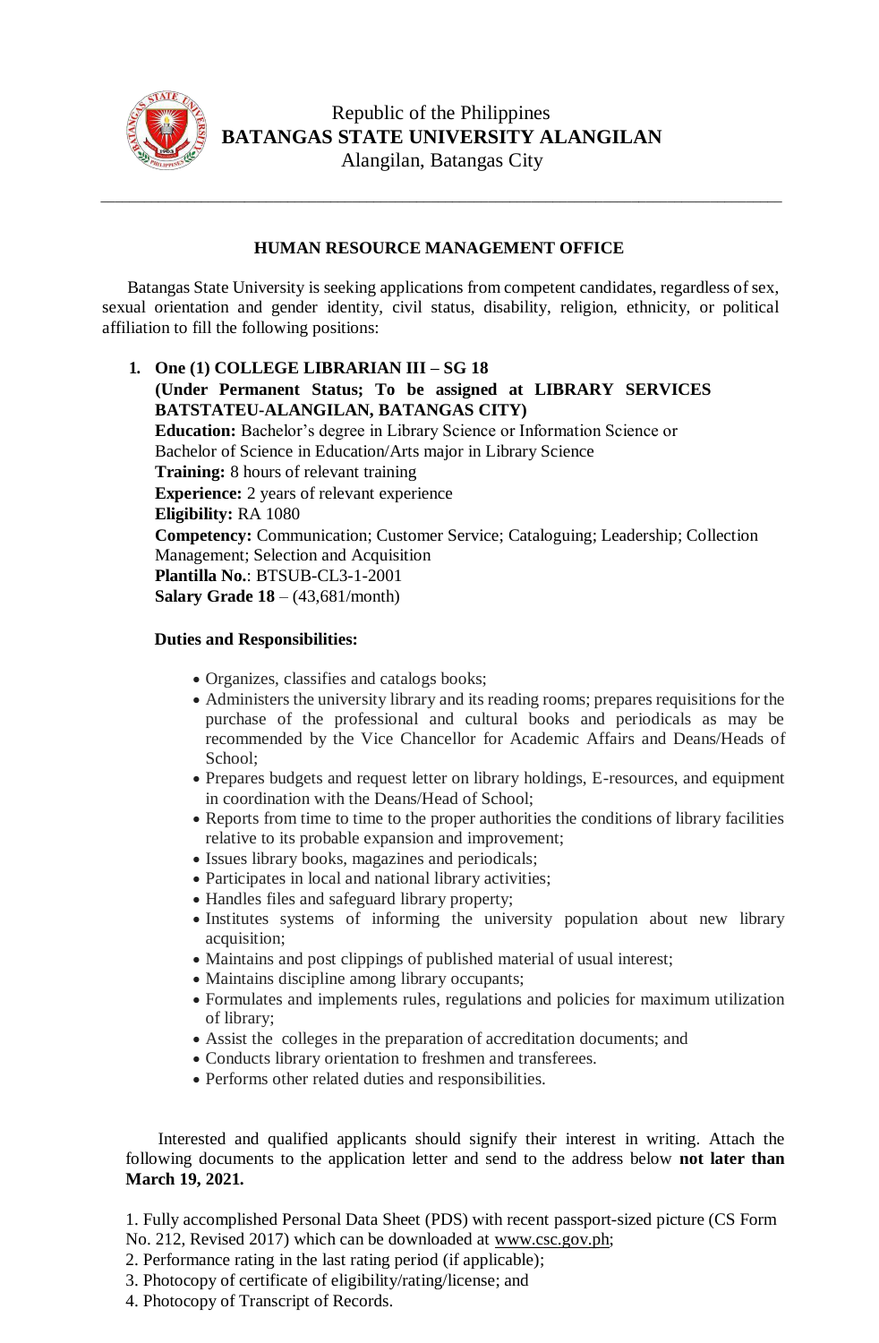Republic of the Philippines
**BATANGAS STATE UNIVERSITY ALANGILAN**
Alangilan, Batangas City

---

## HUMAN RESOURCE MANAGEMENT OFFICE

Batangas State University is seeking applications from competent candidates, regardless of sex, sexual orientation and gender identity, civil status, disability, religion, ethnicity, or political affiliation to fill the following positions:

1. **One (1) COLLEGE LIBRARIAN III – SG 18**
   **(Under Permanent Status; To be assigned at LIBRARY SERVICES BATSTATEU-ALANGILAN, BATANGAS CITY)**
   **Education:** Bachelor's degree in Library Science or Information Science or Bachelor of Science in Education/Arts major in Library Science
   **Training:** 8 hours of relevant training
   **Experience:** 2 years of relevant experience
   **Eligibility:** RA 1080
   **Competency:** Communication; Customer Service; Cataloguing; Leadership; Collection Management; Selection and Acquisition
   **Plantilla No.**: BTSUB-CL3-1-2001
   **Salary Grade 18** – (43,681/month)

   **Duties and Responsibilities:**

   - Organizes, classifies and catalogs books;
   - Administers the university library and its reading rooms; prepares requisitions for the purchase of the professional and cultural books and periodicals as may be recommended by the Vice Chancellor for Academic Affairs and Deans/Heads of School;
   - Prepares budgets and request letter on library holdings, E-resources, and equipment in coordination with the Deans/Head of School;
   - Reports from time to time to the proper authorities the conditions of library facilities relative to its probable expansion and improvement;
   - Issues library books, magazines and periodicals;
   - Participates in local and national library activities;
   - Handles files and safeguard library property;
   - Institutes systems of informing the university population about new library acquisition;
   - Maintains and post clippings of published material of usual interest;
   - Maintains discipline among library occupants;
   - Formulates and implements rules, regulations and policies for maximum utilization of library;
   - Assist the colleges in the preparation of accreditation documents; and
   - Conducts library orientation to freshmen and transferees.
   - Performs other related duties and responsibilities.

Interested and qualified applicants should signify their interest in writing. Attach the following documents to the application letter and send to the address below **not later than March 19, 2021.**

1. Fully accomplished Personal Data Sheet (PDS) with recent passport-sized picture (CS Form No. 212, Revised 2017) which can be downloaded at www.csc.gov.ph;
2. Performance rating in the last rating period (if applicable);
3. Photocopy of certificate of eligibility/rating/license; and
4. Photocopy of Transcript of Records.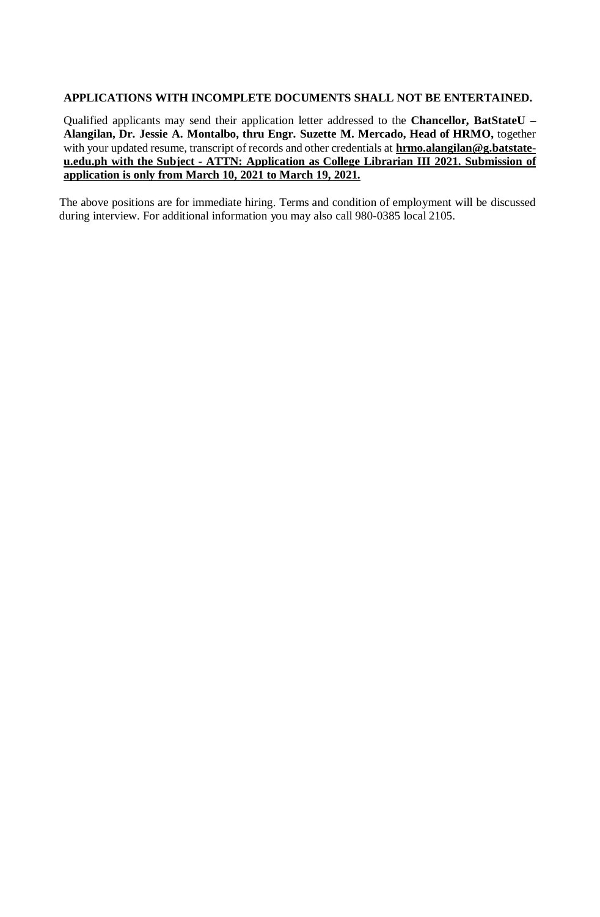**APPLICATIONS WITH INCOMPLETE DOCUMENTS SHALL NOT BE ENTERTAINED.**

Qualified applicants may send their application letter addressed to the **Chancellor, BatStateU – Alangilan, Dr. Jessie A. Montalbo, thru Engr. Suzette M. Mercado, Head of HRMO,** together with your updated resume, transcript of records and other credentials at **hrmo.alangilan@g.batstate-u.edu.ph with the Subject - ATTN: Application as College Librarian III 2021. Submission of application is only from March 10, 2021 to March 19, 2021.**

The above positions are for immediate hiring. Terms and condition of employment will be discussed during interview. For additional information you may also call 980-0385 local 2105.